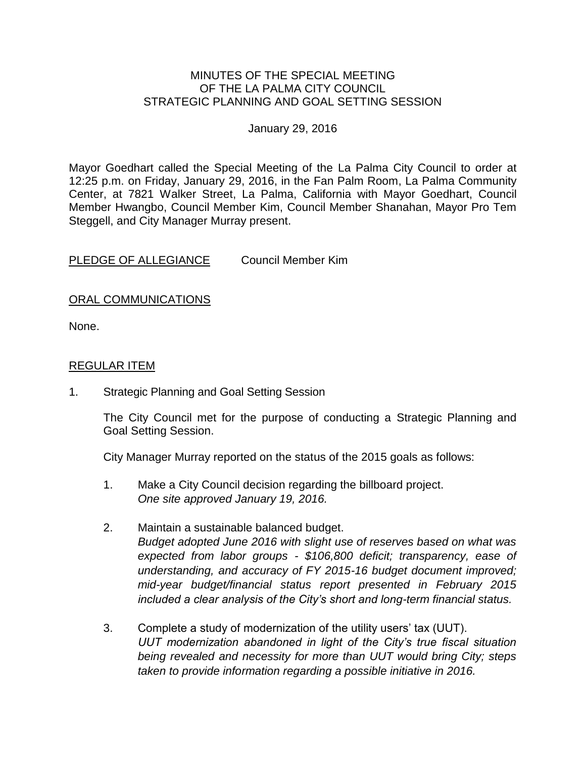MINUTES OF THE SPECIAL MEETING
OF THE LA PALMA CITY COUNCIL
STRATEGIC PLANNING AND GOAL SETTING SESSION

January 29, 2016

Mayor Goedhart called the Special Meeting of the La Palma City Council to order at 12:25 p.m. on Friday, January 29, 2016, in the Fan Palm Room, La Palma Community Center, at 7821 Walker Street, La Palma, California with Mayor Goedhart, Council Member Hwangbo, Council Member Kim, Council Member Shanahan, Mayor Pro Tem Steggell, and City Manager Murray present.

PLEDGE OF ALLEGIANCE Council Member Kim

ORAL COMMUNICATIONS

None.

REGULAR ITEM

1. Strategic Planning and Goal Setting Session

   The City Council met for the purpose of conducting a Strategic Planning and Goal Setting Session.

   City Manager Murray reported on the status of the 2015 goals as follows:

   1. Make a City Council decision regarding the billboard project.
      *One site approved January 19, 2016.*

   2. Maintain a sustainable balanced budget.
      *Budget adopted June 2016 with slight use of reserves based on what was expected from labor groups - $106,800 deficit; transparency, ease of understanding, and accuracy of FY 2015-16 budget document improved; mid-year budget/financial status report presented in February 2015 included a clear analysis of the City's short and long-term financial status.*

   3. Complete a study of modernization of the utility users' tax (UUT).
      *UUT modernization abandoned in light of the City's true fiscal situation being revealed and necessity for more than UUT would bring City; steps taken to provide information regarding a possible initiative in 2016.*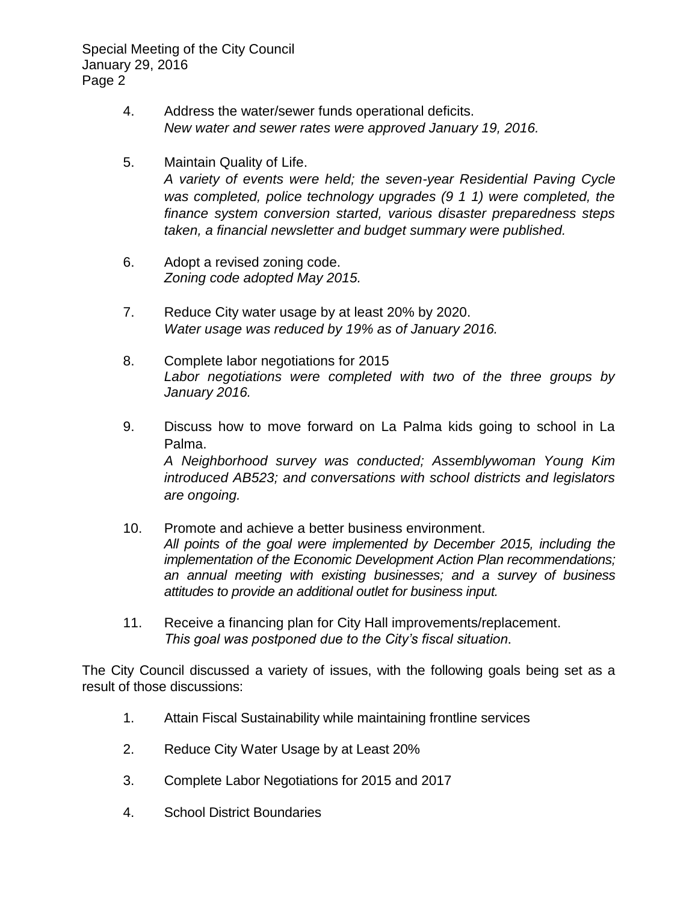4. Address the water/sewer funds operational deficits.
   *New water and sewer rates were approved January 19, 2016.*

5. Maintain Quality of Life.
   *A variety of events were held; the seven-year Residential Paving Cycle was completed, police technology upgrades (9 1 1) were completed, the finance system conversion started, various disaster preparedness steps taken, a financial newsletter and budget summary were published.*

6. Adopt a revised zoning code.
   *Zoning code adopted May 2015.*

7. Reduce City water usage by at least 20% by 2020.
   *Water usage was reduced by 19% as of January 2016.*

8. Complete labor negotiations for 2015
   *Labor negotiations were completed with two of the three groups by January 2016.*

9. Discuss how to move forward on La Palma kids going to school in La Palma.
   *A Neighborhood survey was conducted; Assemblywoman Young Kim introduced AB523; and conversations with school districts and legislators are ongoing.*

10. Promote and achieve a better business environment.
    *All points of the goal were implemented by December 2015, including the implementation of the Economic Development Action Plan recommendations; an annual meeting with existing businesses; and a survey of business attitudes to provide an additional outlet for business input.*

11. Receive a financing plan for City Hall improvements/replacement.
    *This goal was postponed due to the City's fiscal situation.*

The City Council discussed a variety of issues, with the following goals being set as a result of those discussions:

1. Attain Fiscal Sustainability while maintaining frontline services
2. Reduce City Water Usage by at Least 20%
3. Complete Labor Negotiations for 2015 and 2017
4. School District Boundaries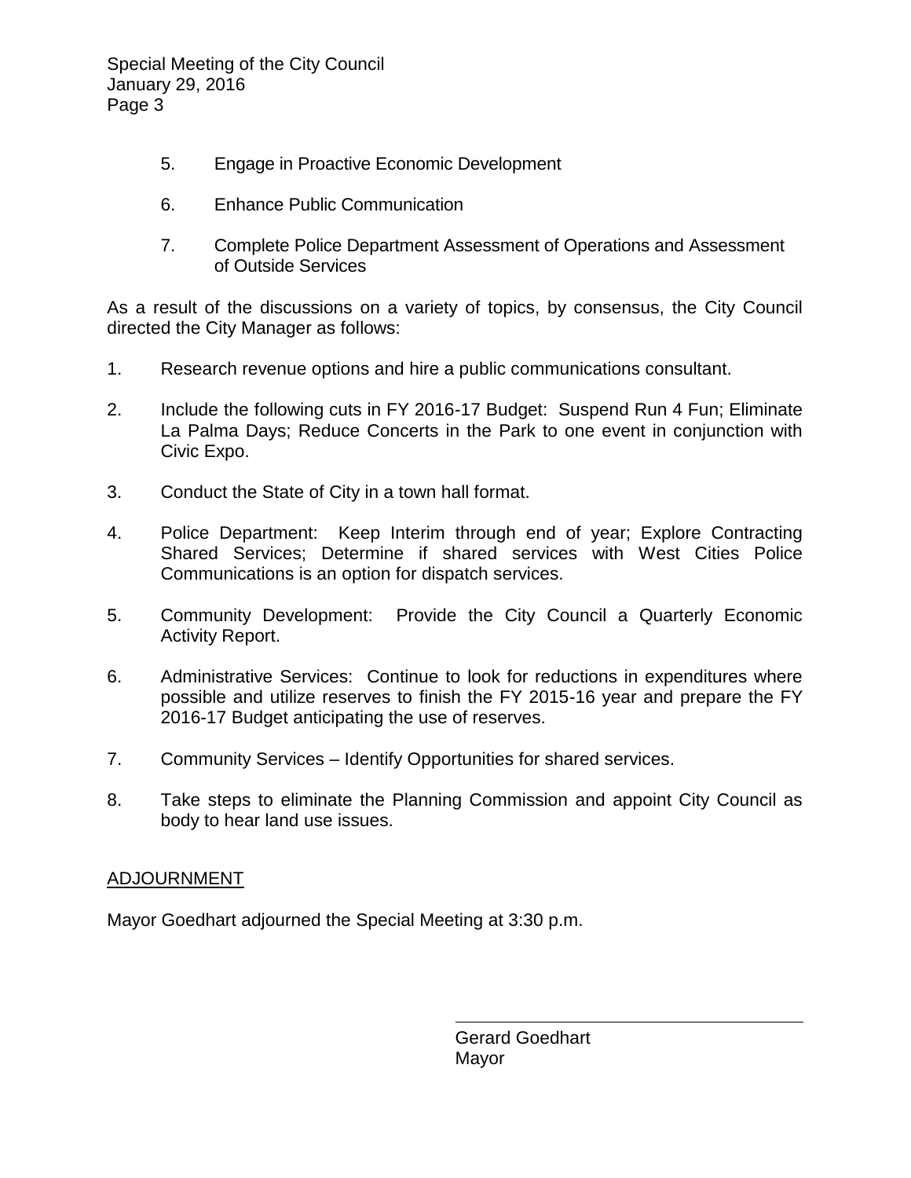5. Engage in Proactive Economic Development

6. Enhance Public Communication

7. Complete Police Department Assessment of Operations and Assessment of Outside Services

As a result of the discussions on a variety of topics, by consensus, the City Council directed the City Manager as follows:

1. Research revenue options and hire a public communications consultant.

2. Include the following cuts in FY 2016-17 Budget: Suspend Run 4 Fun; Eliminate La Palma Days; Reduce Concerts in the Park to one event in conjunction with Civic Expo.

3. Conduct the State of City in a town hall format.

4. Police Department: Keep Interim through end of year; Explore Contracting Shared Services; Determine if shared services with West Cities Police Communications is an option for dispatch services.

5. Community Development: Provide the City Council a Quarterly Economic Activity Report.

6. Administrative Services: Continue to look for reductions in expenditures where possible and utilize reserves to finish the FY 2015-16 year and prepare the FY 2016-17 Budget anticipating the use of reserves.

7. Community Services – Identify Opportunities for shared services.

8. Take steps to eliminate the Planning Commission and appoint City Council as body to hear land use issues.

## ADJOURNMENT

Mayor Goedhart adjourned the Special Meeting at 3:30 p.m.

Gerard Goedhart
Mayor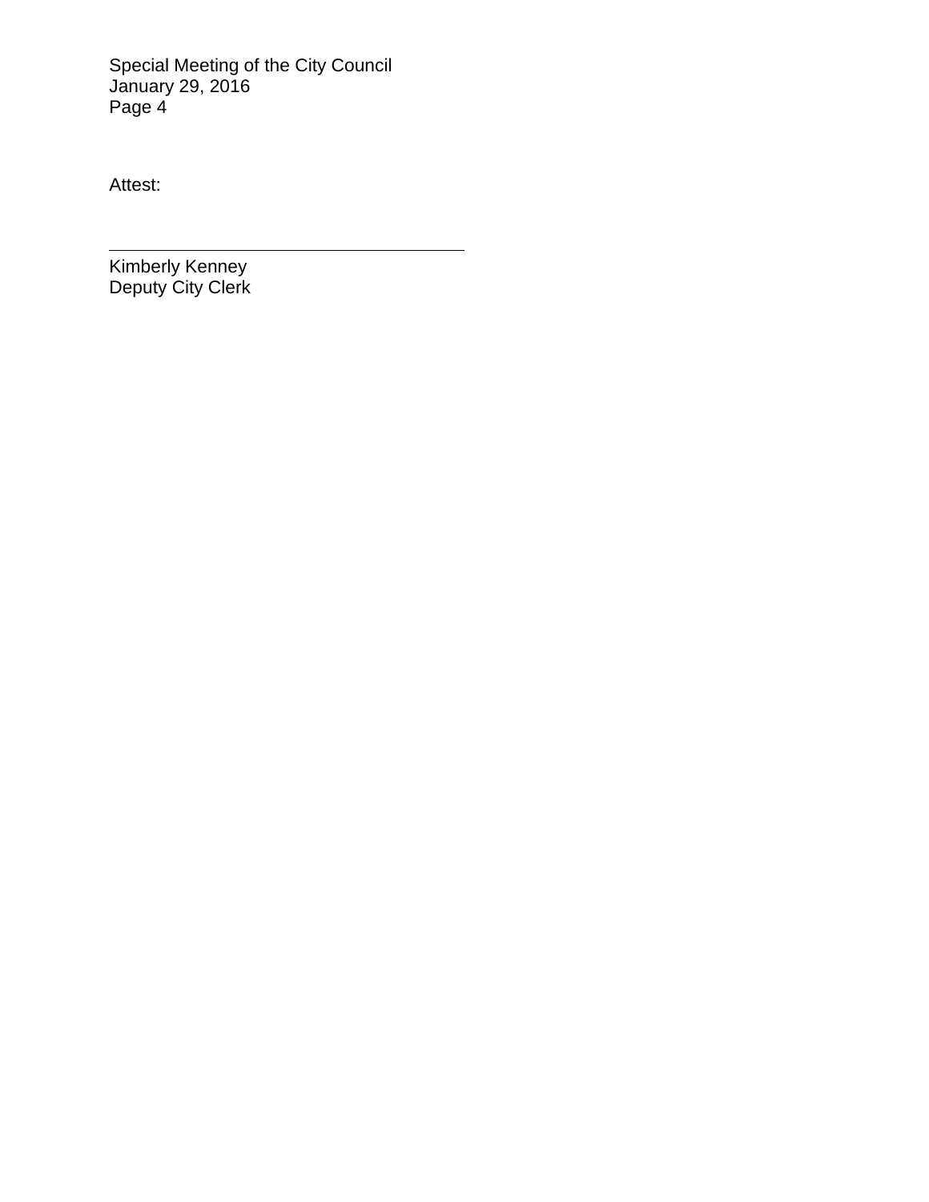Attest:

\_\_\_\_\_\_\_\_\_\_\_\_\_\_\_\_\_\_\_\_\_\_\_\_\_\_\_\_\_\_\_\_\_\_\_\_\_\_

Kimberly Kenney
Deputy City Clerk